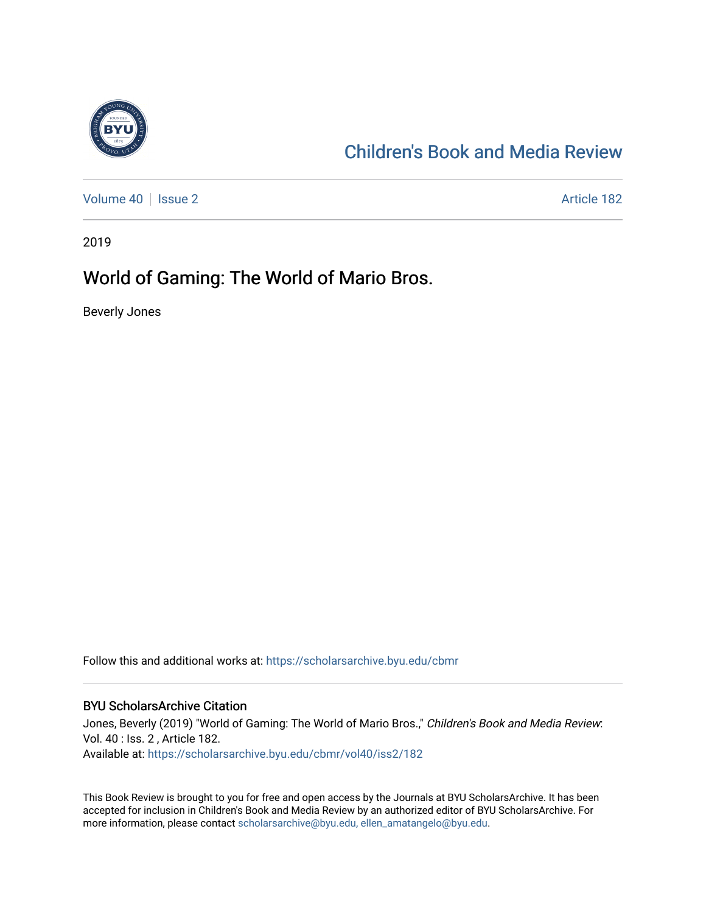Children's Book and Media Review

Volume 40 | Issue 2 Article 182

2019

# World of Gaming: The World of Mario Bros.

Beverly Jones

Follow this and additional works at: https://scholarsarchive.byu.edu/cbmr

## BYU ScholarsArchive Citation

Jones, Beverly (2019) "World of Gaming: The World of Mario Bros.," *Children's Book and Media Review*: Vol. 40 : Iss. 2 , Article 182.
Available at: https://scholarsarchive.byu.edu/cbmr/vol40/iss2/182

This Book Review is brought to you for free and open access by the Journals at BYU ScholarsArchive. It has been accepted for inclusion in Children's Book and Media Review by an authorized editor of BYU ScholarsArchive. For more information, please contact scholarsarchive@byu.edu, ellen_amatangelo@byu.edu.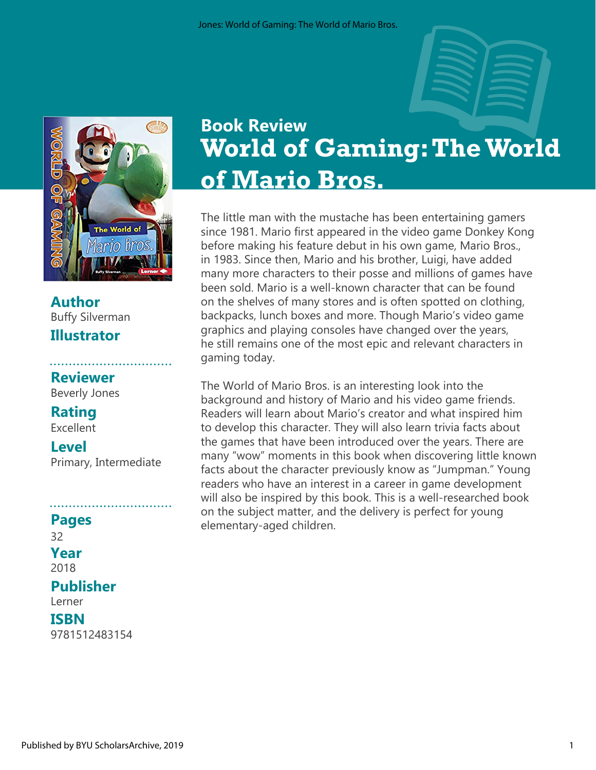## Book Review

# World of Gaming: The World of Mario Bros.

**Author**
Buffy Silverman

**Illustrator**

**Reviewer**
Beverly Jones

**Rating**
Excellent

**Level**
Primary, Intermediate

**Pages**
32

**Year**
2018

**Publisher**
Lerner

**ISBN**
9781512483154

The little man with the mustache has been entertaining gamers since 1981. Mario first appeared in the video game Donkey Kong before making his feature debut in his own game, Mario Bros., in 1983. Since then, Mario and his brother, Luigi, have added many more characters to their posse and millions of games have been sold. Mario is a well-known character that can be found on the shelves of many stores and is often spotted on clothing, backpacks, lunch boxes and more. Though Mario's video game graphics and playing consoles have changed over the years, he still remains one of the most epic and relevant characters in gaming today.

The World of Mario Bros. is an interesting look into the background and history of Mario and his video game friends. Readers will learn about Mario's creator and what inspired him to develop this character. They will also learn trivia facts about the games that have been introduced over the years. There are many "wow" moments in this book when discovering little known facts about the character previously know as "Jumpman." Young readers who have an interest in a career in game development will also be inspired by this book. This is a well-researched book on the subject matter, and the delivery is perfect for young elementary-aged children.